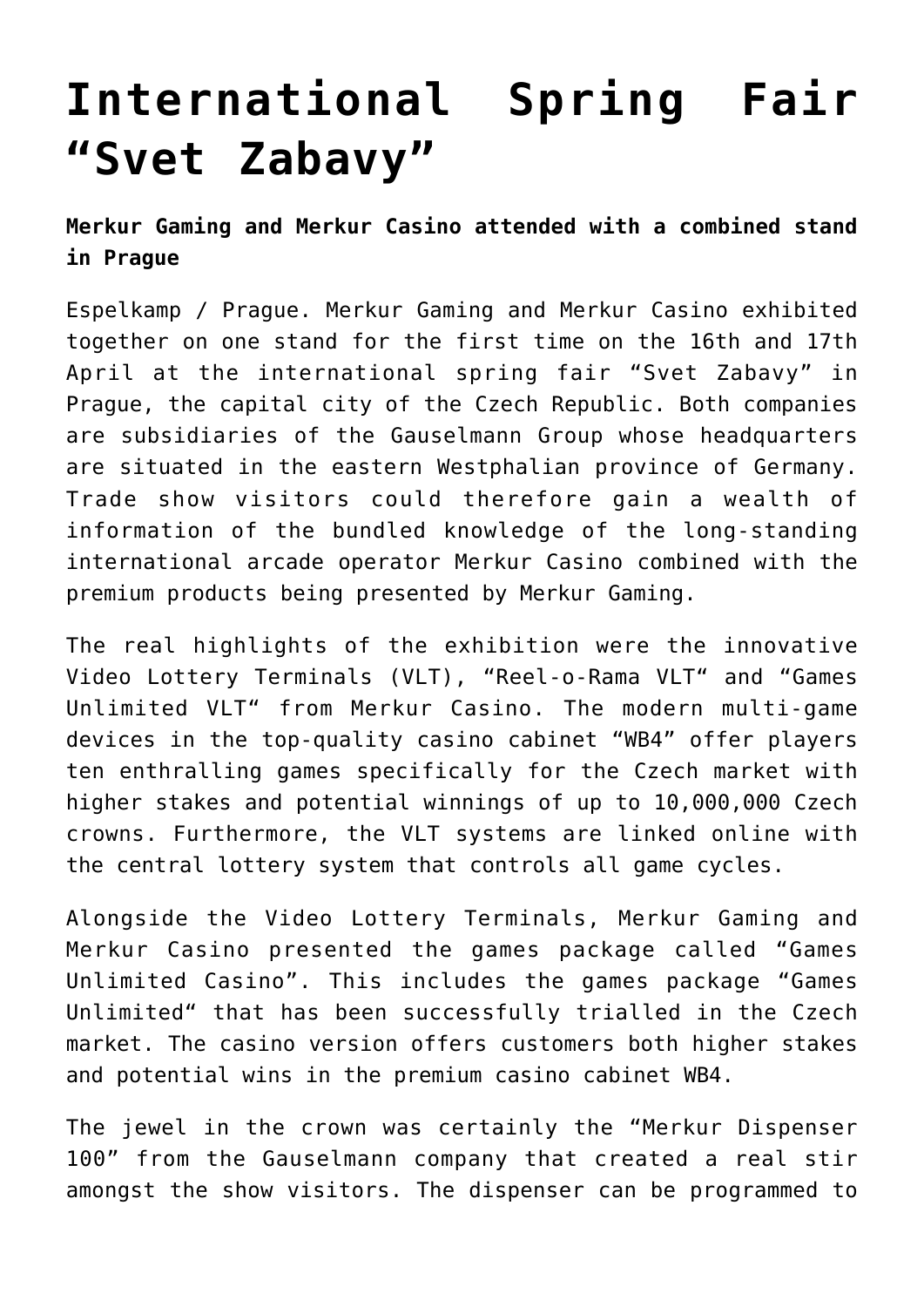# International Spring Fair "Svet Zabavy"

**Merkur Gaming and Merkur Casino attended with a combined stand in Prague**

Espelkamp / Prague. Merkur Gaming and Merkur Casino exhibited together on one stand for the first time on the 16th and 17th April at the international spring fair "Svet Zabavy" in Prague, the capital city of the Czech Republic. Both companies are subsidiaries of the Gauselmann Group whose headquarters are situated in the eastern Westphalian province of Germany. Trade show visitors could therefore gain a wealth of information of the bundled knowledge of the long-standing international arcade operator Merkur Casino combined with the premium products being presented by Merkur Gaming.

The real highlights of the exhibition were the innovative Video Lottery Terminals (VLT), "Reel-o-Rama VLT" and "Games Unlimited VLT" from Merkur Casino. The modern multi-game devices in the top-quality casino cabinet "WB4" offer players ten enthralling games specifically for the Czech market with higher stakes and potential winnings of up to 10,000,000 Czech crowns. Furthermore, the VLT systems are linked online with the central lottery system that controls all game cycles.

Alongside the Video Lottery Terminals, Merkur Gaming and Merkur Casino presented the games package called "Games Unlimited Casino". This includes the games package "Games Unlimited" that has been successfully trialled in the Czech market. The casino version offers customers both higher stakes and potential wins in the premium casino cabinet WB4.

The jewel in the crown was certainly the "Merkur Dispenser 100" from the Gauselmann company that created a real stir amongst the show visitors. The dispenser can be programmed to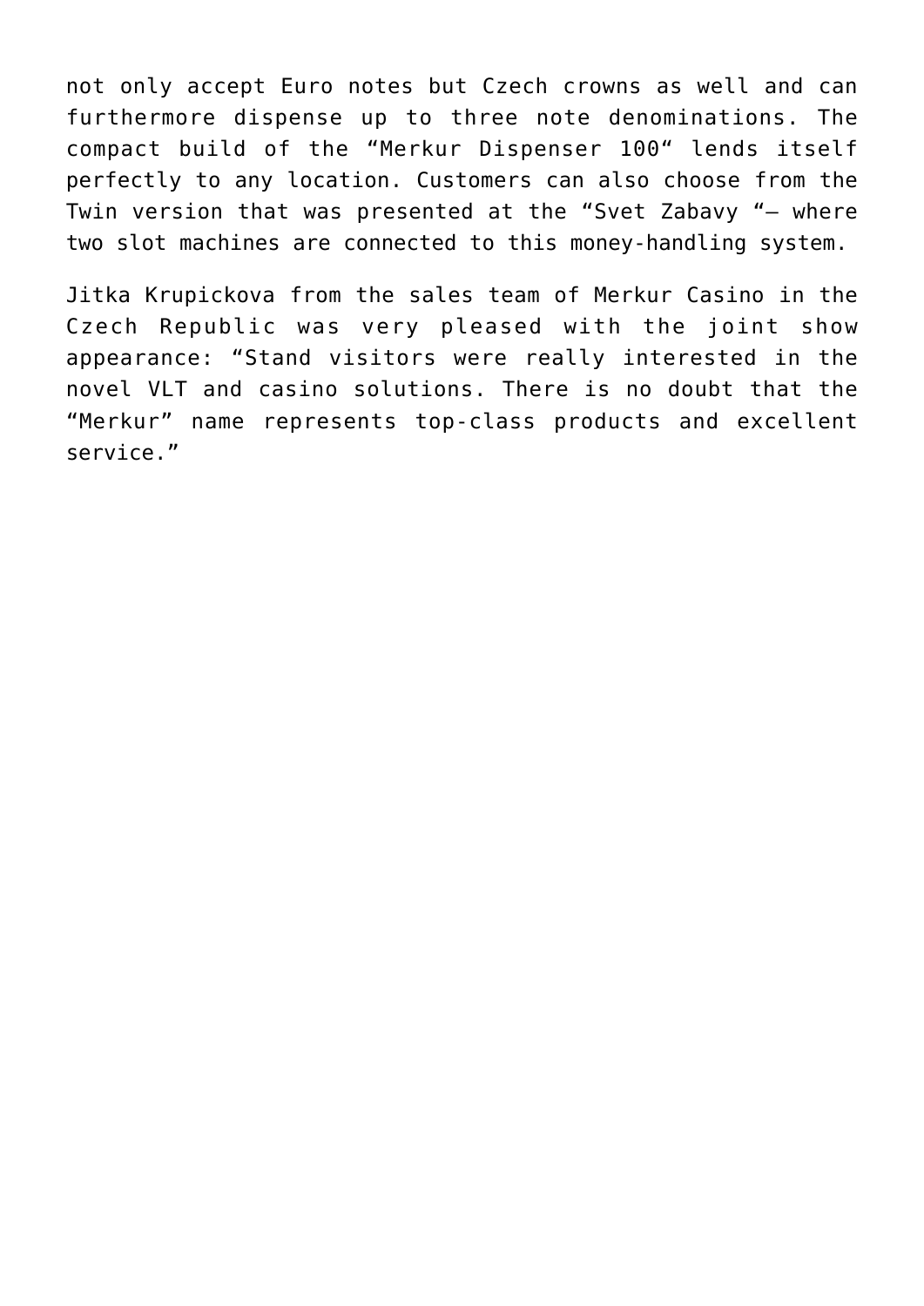not only accept Euro notes but Czech crowns as well and can furthermore dispense up to three note denominations. The compact build of the “Merkur Dispenser 100“ lends itself perfectly to any location. Customers can also choose from the Twin version that was presented at the “Svet Zabavy “– where two slot machines are connected to this money-handling system.

Jitka Krupickova from the sales team of Merkur Casino in the Czech Republic was very pleased with the joint show appearance: “Stand visitors were really interested in the novel VLT and casino solutions. There is no doubt that the “Merkur” name represents top-class products and excellent service.”